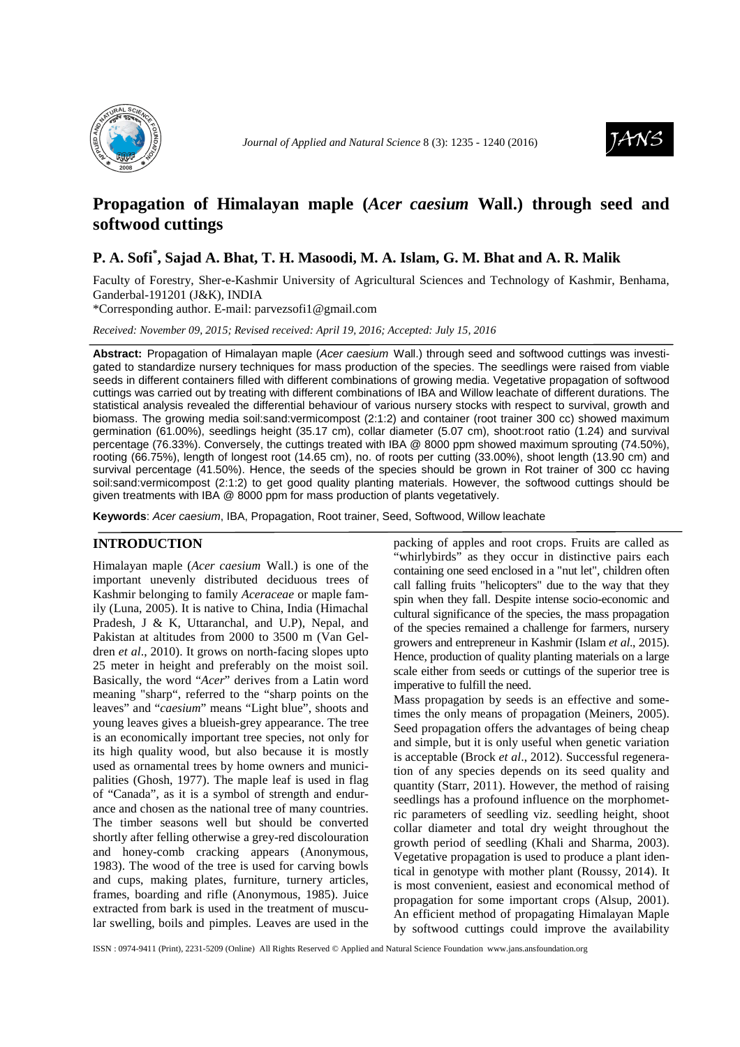# Propagation of Himalayan maple (*Acer caesium* Wall.) through seed and softwood cuttings

**P. A. Sofi*, Sajad A. Bhat, T. H. Masoodi, M. A. Islam, G. M. Bhat and A. R. Malik**

Faculty of Forestry, Sher-e-Kashmir University of Agricultural Sciences and Technology of Kashmir, Benhama, Ganderbal-191201 (J&K), INDIA

*Corresponding author. E-mail: parvezsofi1@gmail.com

*Received: November 09, 2015; Revised received: April 19, 2016; Accepted: July 15, 2016*

**Abstract:** Propagation of Himalayan maple (*Acer caesium* Wall.) through seed and softwood cuttings was investigated to standardize nursery techniques for mass production of the species. The seedlings were raised from viable seeds in different containers filled with different combinations of growing media. Vegetative propagation of softwood cuttings was carried out by treating with different combinations of IBA and Willow leachate of different durations. The statistical analysis revealed the differential behaviour of various nursery stocks with respect to survival, growth and biomass. The growing media soil:sand:vermicompost (2:1:2) and container (root trainer 300 cc) showed maximum germination (61.00%), seedlings height (35.17 cm), collar diameter (5.07 cm), shoot:root ratio (1.24) and survival percentage (76.33%). Conversely, the cuttings treated with IBA @ 8000 ppm showed maximum sprouting (74.50%), rooting (66.75%), length of longest root (14.65 cm), no. of roots per cutting (33.00%), shoot length (13.90 cm) and survival percentage (41.50%). Hence, the seeds of the species should be grown in Rot trainer of 300 cc having soil:sand:vermicompost (2:1:2) to get good quality planting materials. However, the softwood cuttings should be given treatments with IBA @ 8000 ppm for mass production of plants vegetatively.

**Keywords**: *Acer caesium*, IBA, Propagation, Root trainer, Seed, Softwood, Willow leachate

## INTRODUCTION

Himalayan maple (*Acer caesium* Wall.) is one of the important unevenly distributed deciduous trees of Kashmir belonging to family *Aceraceae* or maple family (Luna, 2005). It is native to China, India (Himachal Pradesh, J & K, Uttaranchal, and U.P), Nepal, and Pakistan at altitudes from 2000 to 3500 m (Van Geldren *et al*., 2010). It grows on north-facing slopes upto 25 meter in height and preferably on the moist soil. Basically, the word "*Acer*" derives from a Latin word meaning "sharp", referred to the "sharp points on the leaves" and "*caesium*" means "Light blue", shoots and young leaves gives a blueish-grey appearance. The tree is an economically important tree species, not only for its high quality wood, but also because it is mostly used as ornamental trees by home owners and municipalities (Ghosh, 1977). The maple leaf is used in flag of "Canada", as it is a symbol of strength and endurance and chosen as the national tree of many countries. The timber seasons well but should be converted shortly after felling otherwise a grey-red discolouration and honey-comb cracking appears (Anonymous, 1983). The wood of the tree is used for carving bowls and cups, making plates, furniture, turnery articles, frames, boarding and rifle (Anonymous, 1985). Juice extracted from bark is used in the treatment of muscular swelling, boils and pimples. Leaves are used in the packing of apples and root crops. Fruits are called as "whirlybirds" as they occur in distinctive pairs each containing one seed enclosed in a "nut let", children often call falling fruits "helicopters" due to the way that they spin when they fall. Despite intense socio-economic and cultural significance of the species, the mass propagation of the species remained a challenge for farmers, nursery growers and entrepreneur in Kashmir (Islam *et al*., 2015). Hence, production of quality planting materials on a large scale either from seeds or cuttings of the superior tree is imperative to fulfill the need.

Mass propagation by seeds is an effective and sometimes the only means of propagation (Meiners, 2005). Seed propagation offers the advantages of being cheap and simple, but it is only useful when genetic variation is acceptable (Brock *et al*., 2012). Successful regeneration of any species depends on its seed quality and quantity (Starr, 2011). However, the method of raising seedlings has a profound influence on the morphometric parameters of seedling viz. seedling height, shoot collar diameter and total dry weight throughout the growth period of seedling (Khali and Sharma, 2003). Vegetative propagation is used to produce a plant identical in genotype with mother plant (Roussy, 2014). It is most convenient, easiest and economical method of propagation for some important crops (Alsup, 2001). An efficient method of propagating Himalayan Maple by softwood cuttings could improve the availability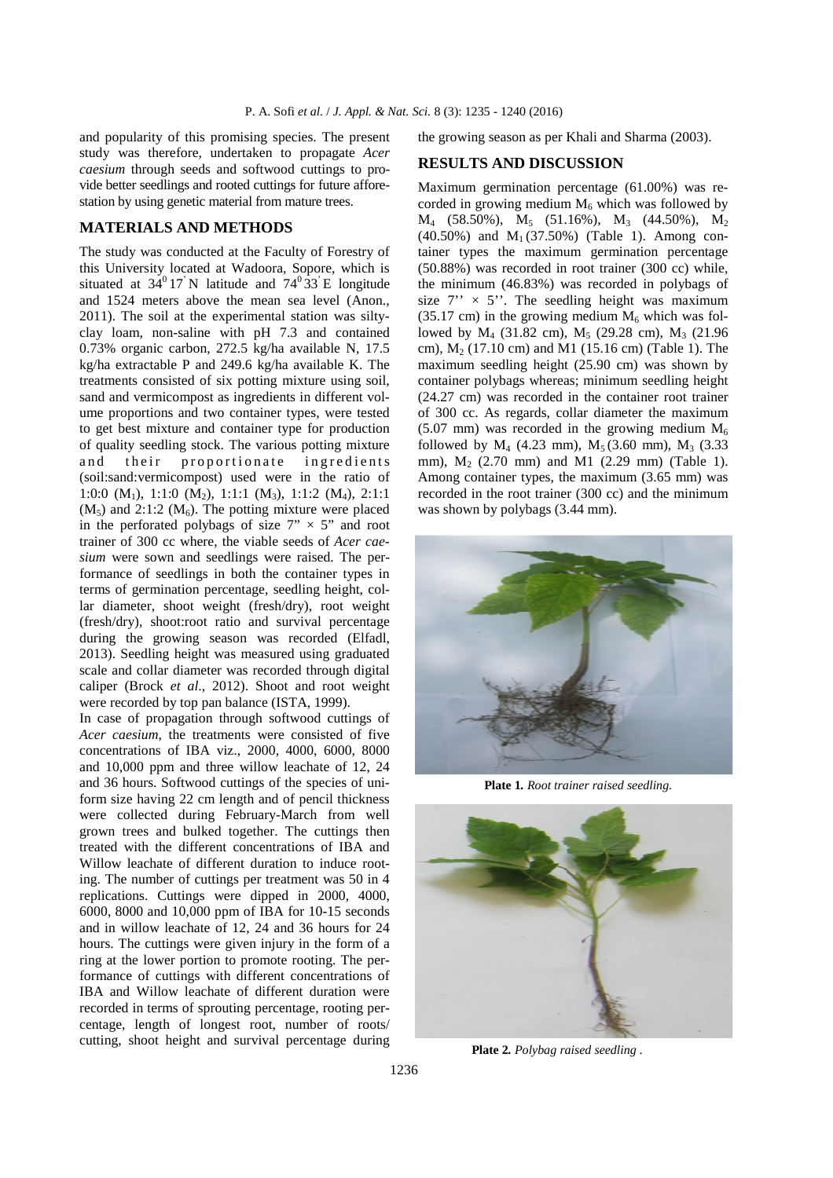and popularity of this promising species. The present study was therefore, undertaken to propagate *Acer caesium* through seeds and softwood cuttings to provide better seedlings and rooted cuttings for future afforestation by using genetic material from mature trees.

## MATERIALS AND METHODS

The study was conducted at the Faculty of Forestry of this University located at Wadoora, Sopore, which is situated at $34^0 17^{'}$ N latitude and $74^0 33^{'}$ E longitude and 1524 meters above the mean sea level (Anon., 2011). The soil at the experimental station was silty-clay loam, non-saline with pH 7.3 and contained 0.73% organic carbon, 272.5 kg/ha available N, 17.5 kg/ha extractable P and 249.6 kg/ha available K. The treatments consisted of six potting mixture using soil, sand and vermicompost as ingredients in different volume proportions and two container types, were tested to get best mixture and container type for production of quality seedling stock. The various potting mixture and their proportionate ingredients (soil:sand:vermicompost) used were in the ratio of 1:0:0 ($M_1$), 1:1:0 ($M_2$), 1:1:1 ($M_3$), 1:1:2 ($M_4$), 2:1:1 ($M_5$) and 2:1:2 ($M_6$). The potting mixture were placed in the perforated polybags of size 7" × 5" and root trainer of 300 cc where, the viable seeds of *Acer caesium* were sown and seedlings were raised. The performance of seedlings in both the container types in terms of germination percentage, seedling height, collar diameter, shoot weight (fresh/dry), root weight (fresh/dry), shoot:root ratio and survival percentage during the growing season was recorded (Elfadl, 2013). Seedling height was measured using graduated scale and collar diameter was recorded through digital caliper (Brock *et al*., 2012). Shoot and root weight were recorded by top pan balance (ISTA, 1999).

In case of propagation through softwood cuttings of *Acer caesium*, the treatments were consisted of five concentrations of IBA viz., 2000, 4000, 6000, 8000 and 10,000 ppm and three willow leachate of 12, 24 and 36 hours. Softwood cuttings of the species of uniform size having 22 cm length and of pencil thickness were collected during February-March from well grown trees and bulked together. The cuttings then treated with the different concentrations of IBA and Willow leachate of different duration to induce rooting. The number of cuttings per treatment was 50 in 4 replications. Cuttings were dipped in 2000, 4000, 6000, 8000 and 10,000 ppm of IBA for 10-15 seconds and in willow leachate of 12, 24 and 36 hours for 24 hours. The cuttings were given injury in the form of a ring at the lower portion to promote rooting. The performance of cuttings with different concentrations of IBA and Willow leachate of different duration were recorded in terms of sprouting percentage, rooting percentage, length of longest root, number of roots/cutting, shoot height and survival percentage during the growing season as per Khali and Sharma (2003).

## RESULTS AND DISCUSSION

Maximum germination percentage (61.00%) was recorded in growing medium $M_6$ which was followed by $M_4$ (58.50%), $M_5$ (51.16%), $M_3$ (44.50%), $M_2$ (40.50%) and $M_1$ (37.50%) (Table 1). Among container types the maximum germination percentage (50.88%) was recorded in root trainer (300 cc) while, the minimum (46.83%) was recorded in polybags of size 7'' × 5''. The seedling height was maximum (35.17 cm) in the growing medium $M_6$ which was followed by $M_4$ (31.82 cm), $M_5$ (29.28 cm), $M_3$ (21.96 cm), $M_2$ (17.10 cm) and M1 (15.16 cm) (Table 1). The maximum seedling height (25.90 cm) was shown by container polybags whereas; minimum seedling height (24.27 cm) was recorded in the container root trainer of 300 cc. As regards, collar diameter the maximum (5.07 mm) was recorded in the growing medium $M_6$ followed by $M_4$ (4.23 mm), $M_5$ (3.60 mm), $M_3$ (3.33 mm), $M_2$ (2.70 mm) and M1 (2.29 mm) (Table 1). Among container types, the maximum (3.65 mm) was recorded in the root trainer (300 cc) and the minimum was shown by polybags (3.44 mm).

**Plate 1.** *Root trainer raised seedling.*

**Plate 2.** *Polybag raised seedling .*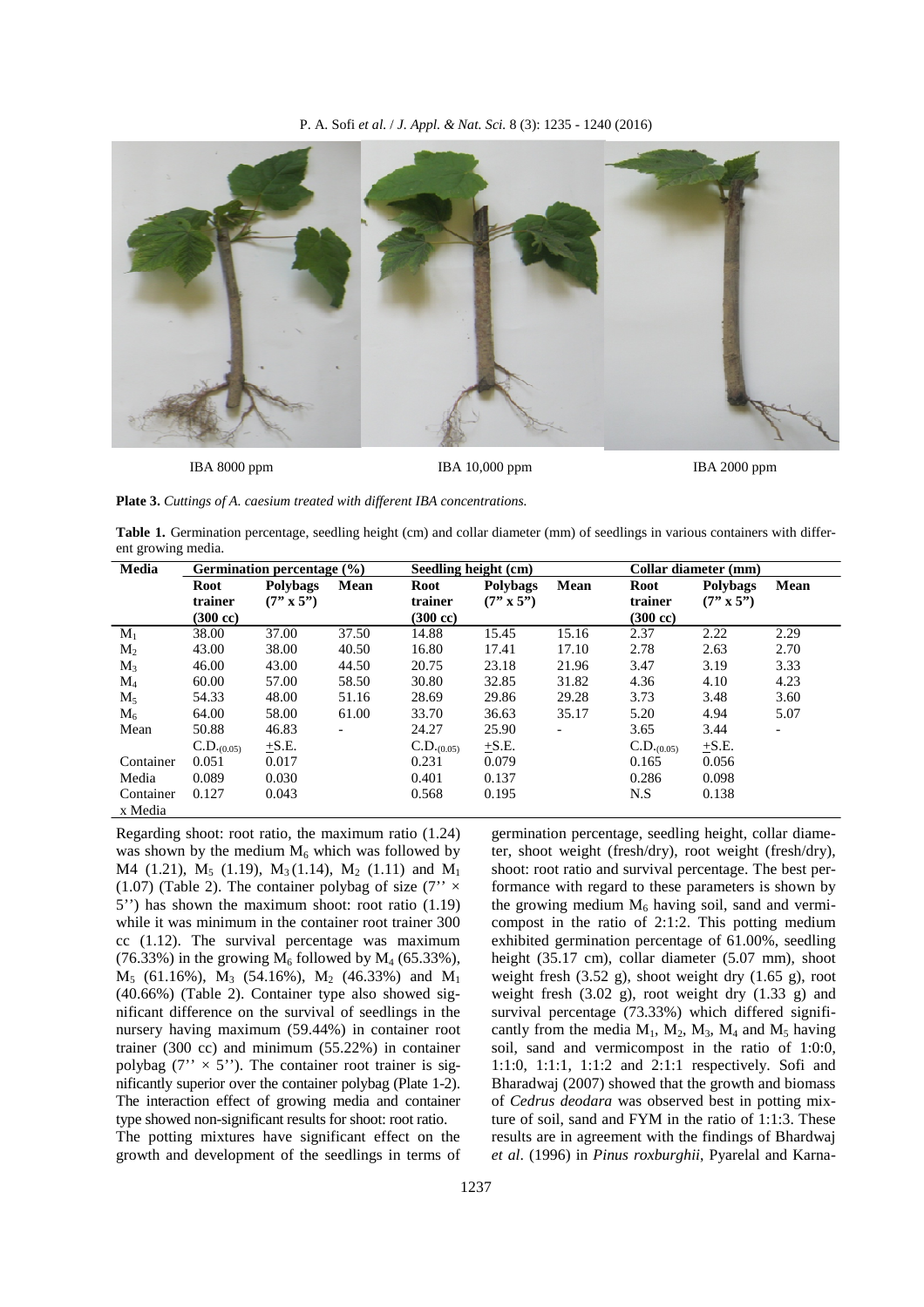IBA 8000 ppm IBA 10,000 ppm IBA 2000 ppm

**Plate 3.** *Cuttings of A. caesium treated with different IBA concentrations.*

**Table 1.** Germination percentage, seedling height (cm) and collar diameter (mm) of seedlings in various containers with different growing media.

| Media | Germination percentage (%) | | | Seedling height (cm) | | | Collar diameter (mm) | | |
|---|---|---|---|---|---|---|---|---|---|
| | Root trainer (300 cc) | Polybags (7" x 5") | Mean | Root trainer (300 cc) | Polybags (7" x 5") | Mean | Root trainer (300 cc) | Polybags (7" x 5") | Mean |
| $M_1$ | 38.00 | 37.00 | 37.50 | 14.88 | 15.45 | 15.16 | 2.37 | 2.22 | 2.29 |
| $M_2$ | 43.00 | 38.00 | 40.50 | 16.80 | 17.41 | 17.10 | 2.78 | 2.63 | 2.70 |
| $M_3$ | 46.00 | 43.00 | 44.50 | 20.75 | 23.18 | 21.96 | 3.47 | 3.19 | 3.33 |
| $M_4$ | 60.00 | 57.00 | 58.50 | 30.80 | 32.85 | 31.82 | 4.36 | 4.10 | 4.23 |
| $M_5$ | 54.33 | 48.00 | 51.16 | 28.69 | 29.86 | 29.28 | 3.73 | 3.48 | 3.60 |
| $M_6$ | 64.00 | 58.00 | 61.00 | 33.70 | 36.63 | 35.17 | 5.20 | 4.94 | 5.07 |
| Mean | 50.88 | 46.83 | - | 24.27 | 25.90 | - | 3.65 | 3.44 | - |
| | $C.D._{(0.05)}$ | $\pm$S.E. | | $C.D._{(0.05)}$ | $\pm$S.E. | | $C.D._{(0.05)}$ | $\pm$S.E. | |
| Container | 0.051 | 0.017 | | 0.231 | 0.079 | | 0.165 | 0.056 | |
| Media | 0.089 | 0.030 | | 0.401 | 0.137 | | 0.286 | 0.098 | |
| Container x Media | 0.127 | 0.043 | | 0.568 | 0.195 | | N.S | 0.138 | |

Regarding shoot: root ratio, the maximum ratio (1.24) was shown by the medium $M_6$ which was followed by M4 (1.21), $M_5$ (1.19), $M_3$ (1.14), $M_2$ (1.11) and $M_1$ (1.07) (Table 2). The container polybag of size (7'' × 5'') has shown the maximum shoot: root ratio (1.19) while it was minimum in the container root trainer 300 cc (1.12). The survival percentage was maximum (76.33%) in the growing $M_6$ followed by $M_4$ (65.33%), $M_5$ (61.16%), $M_3$ (54.16%), $M_2$ (46.33%) and $M_1$ (40.66%) (Table 2). Container type also showed significant difference on the survival of seedlings in the nursery having maximum (59.44%) in container root trainer (300 cc) and minimum (55.22%) in container polybag (7'' × 5''). The container root trainer is significantly superior over the container polybag (Plate 1-2). The interaction effect of growing media and container type showed non-significant results for shoot: root ratio.

The potting mixtures have significant effect on the growth and development of the seedlings in terms of germination percentage, seedling height, collar diameter, shoot weight (fresh/dry), root weight (fresh/dry), shoot: root ratio and survival percentage. The best performance with regard to these parameters is shown by the growing medium $M_6$ having soil, sand and vermicompost in the ratio of 2:1:2. This potting medium exhibited germination percentage of 61.00%, seedling height (35.17 cm), collar diameter (5.07 mm), shoot weight fresh (3.52 g), shoot weight dry (1.65 g), root weight fresh (3.02 g), root weight dry (1.33 g) and survival percentage (73.33%) which differed significantly from the media $M_1$, $M_2$, $M_3$, $M_4$ and $M_5$ having soil, sand and vermicompost in the ratio of 1:0:0, 1:1:0, 1:1:1, 1:1:2 and 2:1:1 respectively. Sofi and Bharadwaj (2007) showed that the growth and biomass of *Cedrus deodara* was observed best in potting mixture of soil, sand and FYM in the ratio of 1:1:3. These results are in agreement with the findings of Bhardwaj *et al*. (1996) in *Pinus roxburghii*, Pyarelal and Karna-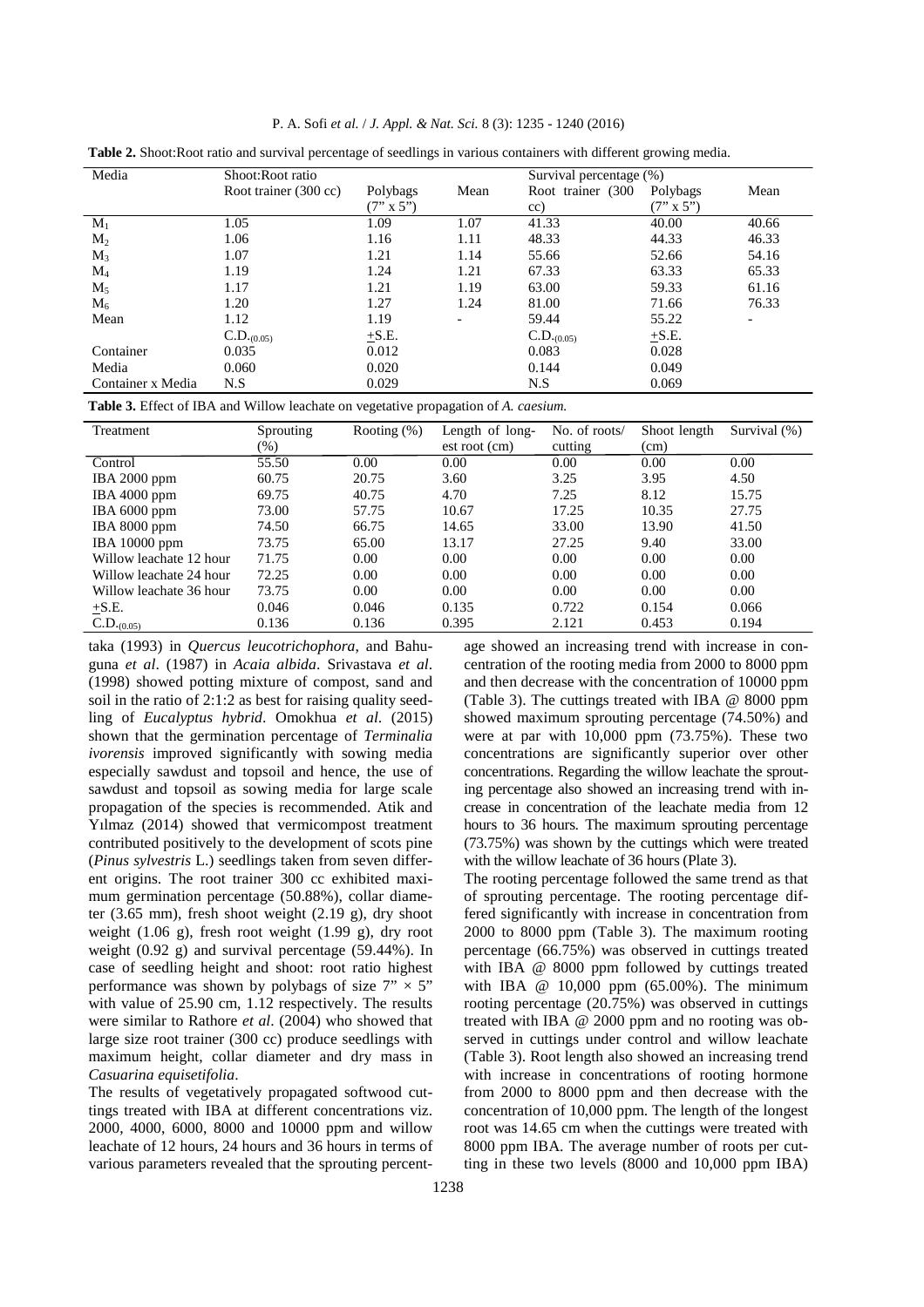**Table 2.** Shoot:Root ratio and survival percentage of seedlings in various containers with different growing media.

| Media | Shoot:Root ratio | | | Survival percentage (%) | | |
|---|---|---|---|---|---|---|
| | Root trainer (300 cc) | Polybags (7" x 5") | Mean | Root trainer (300 cc) | Polybags (7" x 5") | Mean |
| $M_1$ | 1.05 | 1.09 | 1.07 | 41.33 | 40.00 | 40.66 |
| $M_2$ | 1.06 | 1.16 | 1.11 | 48.33 | 44.33 | 46.33 |
| $M_3$ | 1.07 | 1.21 | 1.14 | 55.66 | 52.66 | 54.16 |
| $M_4$ | 1.19 | 1.24 | 1.21 | 67.33 | 63.33 | 65.33 |
| $M_5$ | 1.17 | 1.21 | 1.19 | 63.00 | 59.33 | 61.16 |
| $M_6$ | 1.20 | 1.27 | 1.24 | 81.00 | 71.66 | 76.33 |
| Mean | 1.12 | 1.19 | - | 59.44 | 55.22 | - |
| | $C.D._{(0.05)}$ | ±S.E. | | $C.D._{(0.05)}$ | ±S.E. | |
| Container | 0.035 | 0.012 | | 0.083 | 0.028 | |
| Media | 0.060 | 0.020 | | 0.144 | 0.049 | |
| Container x Media | N.S | 0.029 | | N.S | 0.069 | |

**Table 3.** Effect of IBA and Willow leachate on vegetative propagation of *A. caesium.*

| Treatment | Sprouting (%) | Rooting (%) | Length of longest root (cm) | No. of roots/ cutting | Shoot length (cm) | Survival (%) |
|---|---|---|---|---|---|---|
| Control | 55.50 | 0.00 | 0.00 | 0.00 | 0.00 | 0.00 |
| IBA 2000 ppm | 60.75 | 20.75 | 3.60 | 3.25 | 3.95 | 4.50 |
| IBA 4000 ppm | 69.75 | 40.75 | 4.70 | 7.25 | 8.12 | 15.75 |
| IBA 6000 ppm | 73.00 | 57.75 | 10.67 | 17.25 | 10.35 | 27.75 |
| IBA 8000 ppm | 74.50 | 66.75 | 14.65 | 33.00 | 13.90 | 41.50 |
| IBA 10000 ppm | 73.75 | 65.00 | 13.17 | 27.25 | 9.40 | 33.00 |
| Willow leachate 12 hour | 71.75 | 0.00 | 0.00 | 0.00 | 0.00 | 0.00 |
| Willow leachate 24 hour | 72.25 | 0.00 | 0.00 | 0.00 | 0.00 | 0.00 |
| Willow leachate 36 hour | 73.75 | 0.00 | 0.00 | 0.00 | 0.00 | 0.00 |
| ±S.E. | 0.046 | 0.046 | 0.135 | 0.722 | 0.154 | 0.066 |
| $C.D._{(0.05)}$ | 0.136 | 0.136 | 0.395 | 2.121 | 0.453 | 0.194 |

taka (1993) in *Quercus leucotrichophora*, and Bahuguna *et al*. (1987) in *Acaia albida*. Srivastava *et al*. (1998) showed potting mixture of compost, sand and soil in the ratio of 2:1:2 as best for raising quality seedling of *Eucalyptus hybrid*. Omokhua *et al*. (2015) shown that the germination percentage of *Terminalia ivorensis* improved significantly with sowing media especially sawdust and topsoil and hence, the use of sawdust and topsoil as sowing media for large scale propagation of the species is recommended. Atik and Yılmaz (2014) showed that vermicompost treatment contributed positively to the development of scots pine (*Pinus sylvestris* L.) seedlings taken from seven different origins. The root trainer 300 cc exhibited maximum germination percentage (50.88%), collar diameter (3.65 mm), fresh shoot weight (2.19 g), dry shoot weight (1.06 g), fresh root weight (1.99 g), dry root weight (0.92 g) and survival percentage (59.44%). In case of seedling height and shoot: root ratio highest performance was shown by polybags of size 7" × 5" with value of 25.90 cm, 1.12 respectively. The results were similar to Rathore *et al*. (2004) who showed that large size root trainer (300 cc) produce seedlings with maximum height, collar diameter and dry mass in *Casuarina equisetifolia*.

The results of vegetatively propagated softwood cuttings treated with IBA at different concentrations viz. 2000, 4000, 6000, 8000 and 10000 ppm and willow leachate of 12 hours, 24 hours and 36 hours in terms of various parameters revealed that the sprouting percentage showed an increasing trend with increase in concentration of the rooting media from 2000 to 8000 ppm and then decrease with the concentration of 10000 ppm (Table 3). The cuttings treated with IBA @ 8000 ppm showed maximum sprouting percentage (74.50%) and were at par with 10,000 ppm (73.75%). These two concentrations are significantly superior over other concentrations. Regarding the willow leachate the sprouting percentage also showed an increasing trend with increase in concentration of the leachate media from 12 hours to 36 hours. The maximum sprouting percentage (73.75%) was shown by the cuttings which were treated with the willow leachate of 36 hours (Plate 3).

The rooting percentage followed the same trend as that of sprouting percentage. The rooting percentage differed significantly with increase in concentration from 2000 to 8000 ppm (Table 3). The maximum rooting percentage (66.75%) was observed in cuttings treated with IBA @ 8000 ppm followed by cuttings treated with IBA @ 10,000 ppm (65.00%). The minimum rooting percentage (20.75%) was observed in cuttings treated with IBA @ 2000 ppm and no rooting was observed in cuttings under control and willow leachate (Table 3). Root length also showed an increasing trend with increase in concentrations of rooting hormone from 2000 to 8000 ppm and then decrease with the concentration of 10,000 ppm. The length of the longest root was 14.65 cm when the cuttings were treated with 8000 ppm IBA. The average number of roots per cutting in these two levels (8000 and 10,000 ppm IBA)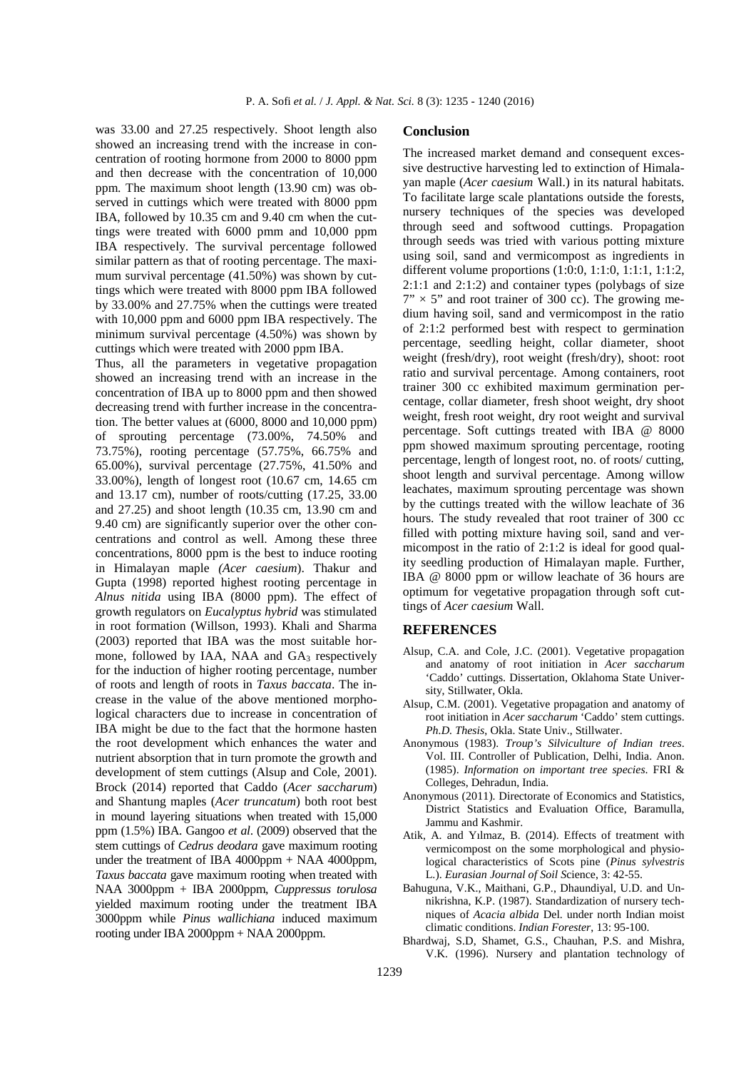was 33.00 and 27.25 respectively. Shoot length also showed an increasing trend with the increase in concentration of rooting hormone from 2000 to 8000 ppm and then decrease with the concentration of 10,000 ppm. The maximum shoot length (13.90 cm) was observed in cuttings which were treated with 8000 ppm IBA, followed by 10.35 cm and 9.40 cm when the cuttings were treated with 6000 pmm and 10,000 ppm IBA respectively. The survival percentage followed similar pattern as that of rooting percentage. The maximum survival percentage (41.50%) was shown by cuttings which were treated with 8000 ppm IBA followed by 33.00% and 27.75% when the cuttings were treated with 10,000 ppm and 6000 ppm IBA respectively. The minimum survival percentage (4.50%) was shown by cuttings which were treated with 2000 ppm IBA.

Thus, all the parameters in vegetative propagation showed an increasing trend with an increase in the concentration of IBA up to 8000 ppm and then showed decreasing trend with further increase in the concentration. The better values at (6000, 8000 and 10,000 ppm) of sprouting percentage (73.00%, 74.50% and 73.75%), rooting percentage (57.75%, 66.75% and 65.00%), survival percentage (27.75%, 41.50% and 33.00%), length of longest root (10.67 cm, 14.65 cm and 13.17 cm), number of roots/cutting (17.25, 33.00 and 27.25) and shoot length (10.35 cm, 13.90 cm and 9.40 cm) are significantly superior over the other concentrations and control as well. Among these three concentrations, 8000 ppm is the best to induce rooting in Himalayan maple *(Acer caesium*). Thakur and Gupta (1998) reported highest rooting percentage in *Alnus nitida* using IBA (8000 ppm). The effect of growth regulators on *Eucalyptus hybrid* was stimulated in root formation (Willson, 1993). Khali and Sharma (2003) reported that IBA was the most suitable hormone, followed by IAA, NAA and $GA_3$ respectively for the induction of higher rooting percentage, number of roots and length of roots in *Taxus baccata*. The increase in the value of the above mentioned morphological characters due to increase in concentration of IBA might be due to the fact that the hormone hasten the root development which enhances the water and nutrient absorption that in turn promote the growth and development of stem cuttings (Alsup and Cole, 2001). Brock (2014) reported that Caddo (*Acer saccharum*) and Shantung maples (*Acer truncatum*) both root best in mound layering situations when treated with 15,000 ppm (1.5%) IBA. Gangoo *et al*. (2009) observed that the stem cuttings of *Cedrus deodara* gave maximum rooting under the treatment of IBA 4000ppm + NAA 4000ppm, *Taxus baccata* gave maximum rooting when treated with NAA 3000ppm + IBA 2000ppm, *Cuppressus torulosa* yielded maximum rooting under the treatment IBA 3000ppm while *Pinus wallichiana* induced maximum rooting under IBA 2000ppm + NAA 2000ppm.

## Conclusion

The increased market demand and consequent excessive destructive harvesting led to extinction of Himalayan maple (*Acer caesium* Wall.) in its natural habitats. To facilitate large scale plantations outside the forests, nursery techniques of the species was developed through seed and softwood cuttings. Propagation through seeds was tried with various potting mixture using soil, sand and vermicompost as ingredients in different volume proportions (1:0:0, 1:1:0, 1:1:1, 1:1:2, 2:1:1 and 2:1:2) and container types (polybags of size 7" × 5" and root trainer of 300 cc). The growing medium having soil, sand and vermicompost in the ratio of 2:1:2 performed best with respect to germination percentage, seedling height, collar diameter, shoot weight (fresh/dry), root weight (fresh/dry), shoot: root ratio and survival percentage. Among containers, root trainer 300 cc exhibited maximum germination percentage, collar diameter, fresh shoot weight, dry shoot weight, fresh root weight, dry root weight and survival percentage. Soft cuttings treated with IBA @ 8000 ppm showed maximum sprouting percentage, rooting percentage, length of longest root, no. of roots/ cutting, shoot length and survival percentage. Among willow leachates, maximum sprouting percentage was shown by the cuttings treated with the willow leachate of 36 hours. The study revealed that root trainer of 300 cc filled with potting mixture having soil, sand and vermicompost in the ratio of 2:1:2 is ideal for good quality seedling production of Himalayan maple. Further, IBA @ 8000 ppm or willow leachate of 36 hours are optimum for vegetative propagation through soft cuttings of *Acer caesium* Wall.

## REFERENCES

Alsup, C.A. and Cole, J.C. (2001). Vegetative propagation and anatomy of root initiation in *Acer saccharum* 'Caddo' cuttings. Dissertation, Oklahoma State University, Stillwater, Okla.

Alsup, C.M. (2001). Vegetative propagation and anatomy of root initiation in *Acer saccharum* 'Caddo' stem cuttings. *Ph.D. Thesis*, Okla. State Univ., Stillwater.

Anonymous (1983). *Troup's Silviculture of Indian trees*. Vol. III. Controller of Publication, Delhi, India. Anon. (1985). *Information on important tree species*. FRI & Colleges, Dehradun, India.

Anonymous (2011). Directorate of Economics and Statistics, District Statistics and Evaluation Office, Baramulla, Jammu and Kashmir.

Atik, A. and Yılmaz, B. (2014). Effects of treatment with vermicompost on the some morphological and physiological characteristics of Scots pine (*Pinus sylvestris* L.). *Eurasian Journal of Soil S*cience, 3: 42-55.

Bahuguna, V.K., Maithani, G.P., Dhaundiyal, U.D. and Unnikrishna, K.P. (1987). Standardization of nursery techniques of *Acacia albida* Del. under north Indian moist climatic conditions. *Indian Forester*, 13: 95-100.

Bhardwaj, S.D, Shamet, G.S., Chauhan, P.S. and Mishra, V.K. (1996). Nursery and plantation technology of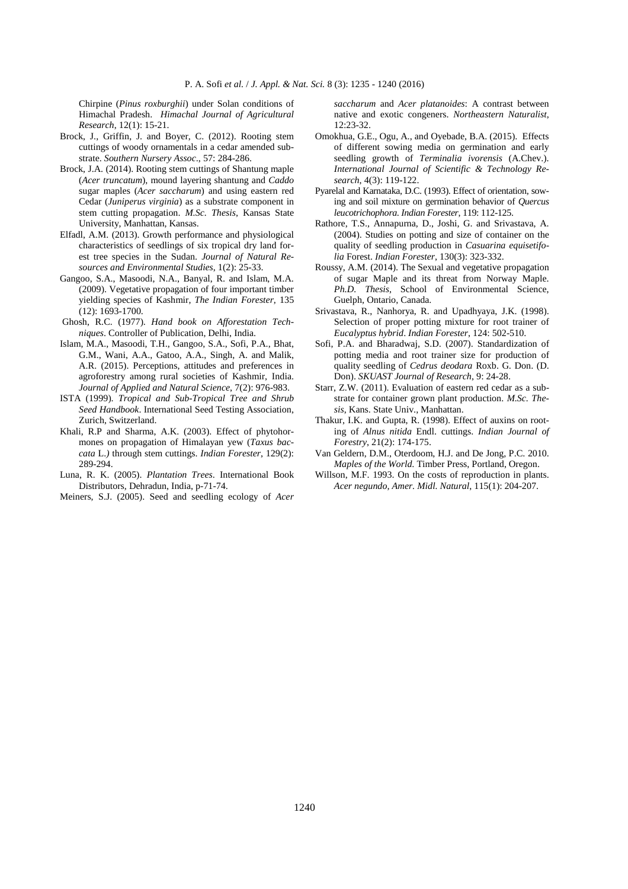Chirpine (*Pinus roxburghii*) under Solan conditions of Himachal Pradesh. *Himachal Journal of Agricultural Research*, 12(1): 15-21.

Brock, J., Griffin, J. and Boyer, C. (2012). Rooting stem cuttings of woody ornamentals in a cedar amended substrate. *Southern Nursery Assoc*., 57: 284-286.

Brock, J.A. (2014). Rooting stem cuttings of Shantung maple (*Acer truncatum*), mound layering shantung and *Caddo* sugar maples (*Acer saccharum*) and using eastern red Cedar (*Juniperus virginia*) as a substrate component in stem cutting propagation. *M.Sc. Thesis*, Kansas State University, Manhattan, Kansas.

Elfadl, A.M. (2013). Growth performance and physiological characteristics of seedlings of six tropical dry land forest tree species in the Sudan. *Journal of Natural Resources and Environmental Studies*, 1(2): 25-33.

Gangoo, S.A., Masoodi, N.A., Banyal, R. and Islam, M.A. (2009). Vegetative propagation of four important timber yielding species of Kashmir, *The Indian Forester*, 135 (12): 1693-1700.

Ghosh, R.C. (1977). *Hand book on Afforestation Techniques*. Controller of Publication, Delhi, India.

Islam, M.A., Masoodi, T.H., Gangoo, S.A., Sofi, P.A., Bhat, G.M., Wani, A.A., Gatoo, A.A., Singh, A. and Malik, A.R. (2015). Perceptions, attitudes and preferences in agroforestry among rural societies of Kashmir, India. *Journal of Applied and Natural Science*, 7(2): 976-983.

ISTA (1999). *Tropical and Sub-Tropical Tree and Shrub Seed Handbook*. International Seed Testing Association, Zurich, Switzerland.

Khali, R.P and Sharma, A.K. (2003). Effect of phytohormones on propagation of Himalayan yew (*Taxus baccata* L.*)* through stem cuttings. *Indian Forester*, 129(2): 289-294.

Luna, R. K. (2005). *Plantation Trees*. International Book Distributors, Dehradun, India, p-71-74.

Meiners, S.J. (2005). Seed and seedling ecology of *Acer saccharum* and *Acer platanoides*: A contrast between native and exotic congeners. *Northeastern Naturalist*, 12:23-32.

Omokhua, G.E., Ogu, A., and Oyebade, B.A. (2015). Effects of different sowing media on germination and early seedling growth of *Terminalia ivorensis* (A.Chev.). *International Journal of Scientific & Technology Research*, 4(3): 119-122.

Pyarelal and Karnataka, D.C. (1993). Effect of orientation, sowing and soil mixture on germination behavior of *Quercus leucotrichophora*. *Indian Forester*, 119: 112-125.

Rathore, T.S., Annapurna, D., Joshi, G. and Srivastava, A. (2004). Studies on potting and size of container on the quality of seedling production in *Casuarina equisetifolia* Forest. *Indian Forester*, 130(3): 323-332.

Roussy, A.M. (2014). The Sexual and vegetative propagation of sugar Maple and its threat from Norway Maple. *Ph.D. Thesis*, School of Environmental Science, Guelph, Ontario, Canada.

Srivastava, R., Nanhorya, R. and Upadhyaya, J.K. (1998). Selection of proper potting mixture for root trainer of *Eucalyptus hybrid*. *Indian Forester*, 124: 502-510.

Sofi, P.A. and Bharadwaj, S.D. (2007). Standardization of potting media and root trainer size for production of quality seedling of *Cedrus deodara* Roxb. G. Don. (D. Don). *SKUAST Journal of Research*, 9: 24-28.

Starr, Z.W. (2011). Evaluation of eastern red cedar as a substrate for container grown plant production. *M.Sc. Thesis*, Kans. State Univ., Manhattan.

Thakur, I.K. and Gupta, R. (1998). Effect of auxins on rooting of *Alnus nitida* Endl. cuttings. *Indian Journal of Forestry*, 21(2): 174-175.

Van Geldern, D.M., Oterdoom, H.J. and De Jong, P.C. 2010. *Maples of the World*. Timber Press, Portland, Oregon.

Willson, M.F. 1993. On the costs of reproduction in plants. *Acer negundo, Amer. Midl. Natural*, 115(1): 204-207.